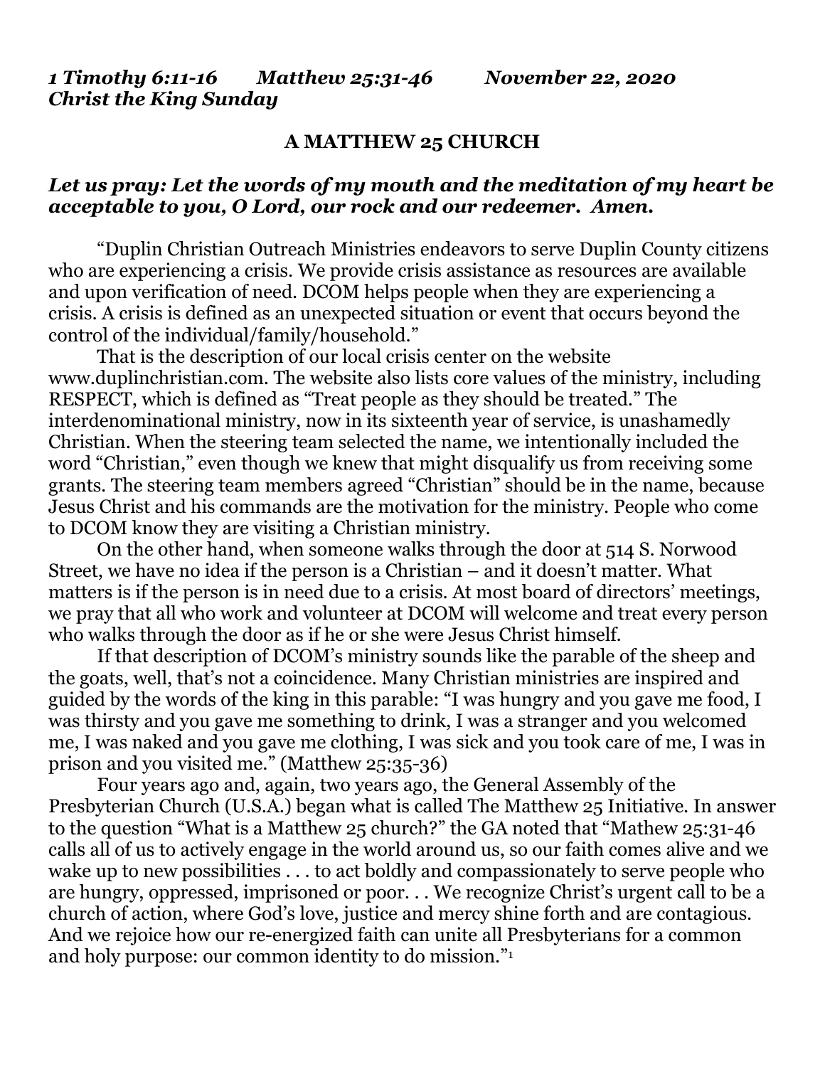***1 Timothy 6:11-16 Matthew 25:31-46 November 22, 2020***
***Christ the King Sunday***

## A MATTHEW 25 CHURCH

***Let us pray: Let the words of my mouth and the meditation of my heart be acceptable to you, O Lord, our rock and our redeemer. Amen.***

"Duplin Christian Outreach Ministries endeavors to serve Duplin County citizens who are experiencing a crisis. We provide crisis assistance as resources are available and upon verification of need. DCOM helps people when they are experiencing a crisis. A crisis is defined as an unexpected situation or event that occurs beyond the control of the individual/family/household."

That is the description of our local crisis center on the website www.duplinchristian.com. The website also lists core values of the ministry, including RESPECT, which is defined as "Treat people as they should be treated." The interdenominational ministry, now in its sixteenth year of service, is unashamedly Christian. When the steering team selected the name, we intentionally included the word "Christian," even though we knew that might disqualify us from receiving some grants. The steering team members agreed "Christian" should be in the name, because Jesus Christ and his commands are the motivation for the ministry. People who come to DCOM know they are visiting a Christian ministry.

On the other hand, when someone walks through the door at 514 S. Norwood Street, we have no idea if the person is a Christian – and it doesn't matter. What matters is if the person is in need due to a crisis. At most board of directors' meetings, we pray that all who work and volunteer at DCOM will welcome and treat every person who walks through the door as if he or she were Jesus Christ himself.

If that description of DCOM's ministry sounds like the parable of the sheep and the goats, well, that's not a coincidence. Many Christian ministries are inspired and guided by the words of the king in this parable: "I was hungry and you gave me food, I was thirsty and you gave me something to drink, I was a stranger and you welcomed me, I was naked and you gave me clothing, I was sick and you took care of me, I was in prison and you visited me." (Matthew 25:35-36)

Four years ago and, again, two years ago, the General Assembly of the Presbyterian Church (U.S.A.) began what is called The Matthew 25 Initiative. In answer to the question "What is a Matthew 25 church?" the GA noted that "Mathew 25:31-46 calls all of us to actively engage in the world around us, so our faith comes alive and we wake up to new possibilities . . . to act boldly and compassionately to serve people who are hungry, oppressed, imprisoned or poor. . . We recognize Christ's urgent call to be a church of action, where God's love, justice and mercy shine forth and are contagious. And we rejoice how our re-energized faith can unite all Presbyterians for a common and holy purpose: our common identity to do mission."[1]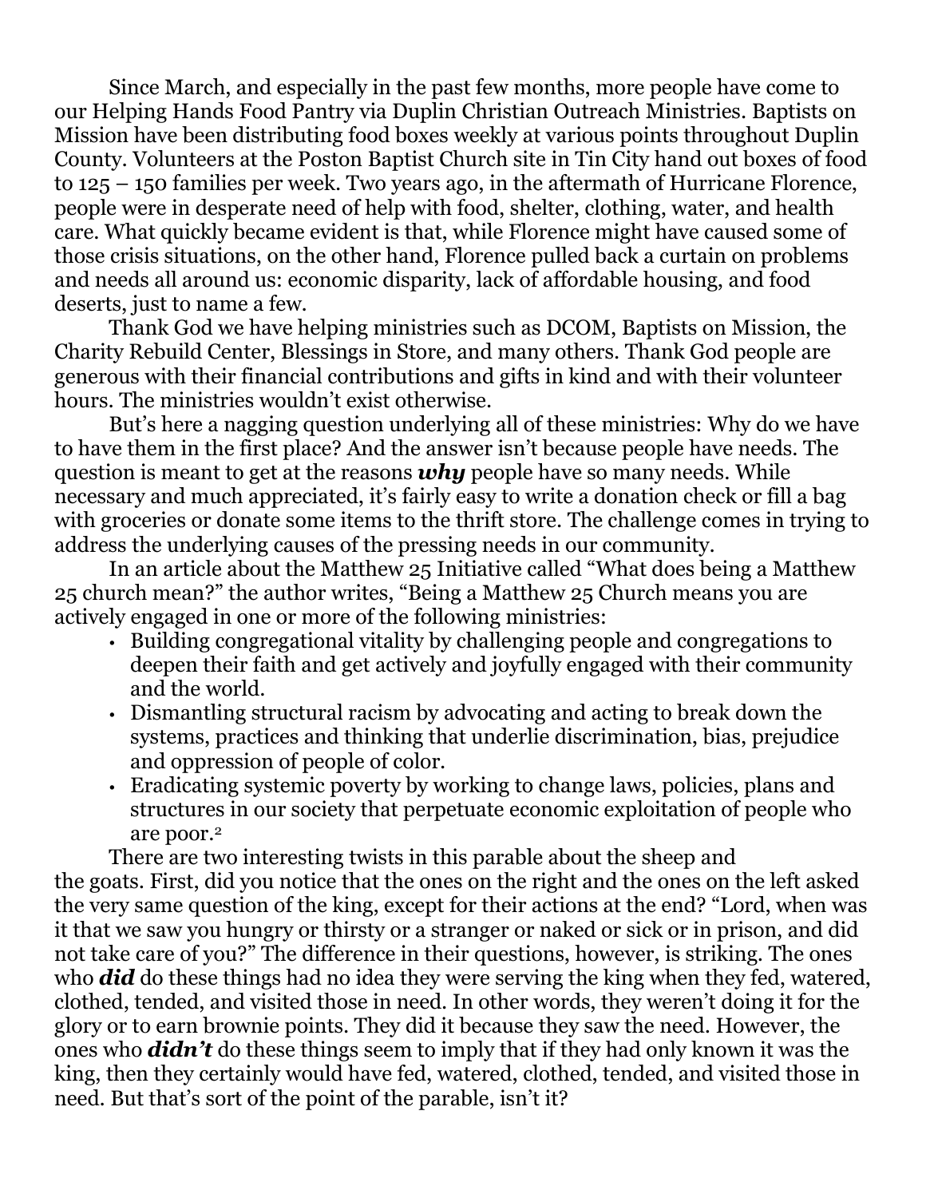Since March, and especially in the past few months, more people have come to our Helping Hands Food Pantry via Duplin Christian Outreach Ministries. Baptists on Mission have been distributing food boxes weekly at various points throughout Duplin County. Volunteers at the Poston Baptist Church site in Tin City hand out boxes of food to 125 – 150 families per week. Two years ago, in the aftermath of Hurricane Florence, people were in desperate need of help with food, shelter, clothing, water, and health care. What quickly became evident is that, while Florence might have caused some of those crisis situations, on the other hand, Florence pulled back a curtain on problems and needs all around us: economic disparity, lack of affordable housing, and food deserts, just to name a few.

Thank God we have helping ministries such as DCOM, Baptists on Mission, the Charity Rebuild Center, Blessings in Store, and many others. Thank God people are generous with their financial contributions and gifts in kind and with their volunteer hours. The ministries wouldn't exist otherwise.

But's here a nagging question underlying all of these ministries: Why do we have to have them in the first place? And the answer isn't because people have needs. The question is meant to get at the reasons ***why*** people have so many needs. While necessary and much appreciated, it's fairly easy to write a donation check or fill a bag with groceries or donate some items to the thrift store. The challenge comes in trying to address the underlying causes of the pressing needs in our community.

In an article about the Matthew 25 Initiative called "What does being a Matthew 25 church mean?" the author writes, "Being a Matthew 25 Church means you are actively engaged in one or more of the following ministries:

- Building congregational vitality by challenging people and congregations to deepen their faith and get actively and joyfully engaged with their community and the world.
- Dismantling structural racism by advocating and acting to break down the systems, practices and thinking that underlie discrimination, bias, prejudice and oppression of people of color.
- Eradicating systemic poverty by working to change laws, policies, plans and structures in our society that perpetuate economic exploitation of people who are poor.[2]

There are two interesting twists in this parable about the sheep and the goats. First, did you notice that the ones on the right and the ones on the left asked the very same question of the king, except for their actions at the end? "Lord, when was it that we saw you hungry or thirsty or a stranger or naked or sick or in prison, and did not take care of you?" The difference in their questions, however, is striking. The ones who ***did*** do these things had no idea they were serving the king when they fed, watered, clothed, tended, and visited those in need. In other words, they weren't doing it for the glory or to earn brownie points. They did it because they saw the need. However, the ones who ***didn't*** do these things seem to imply that if they had only known it was the king, then they certainly would have fed, watered, clothed, tended, and visited those in need. But that's sort of the point of the parable, isn't it?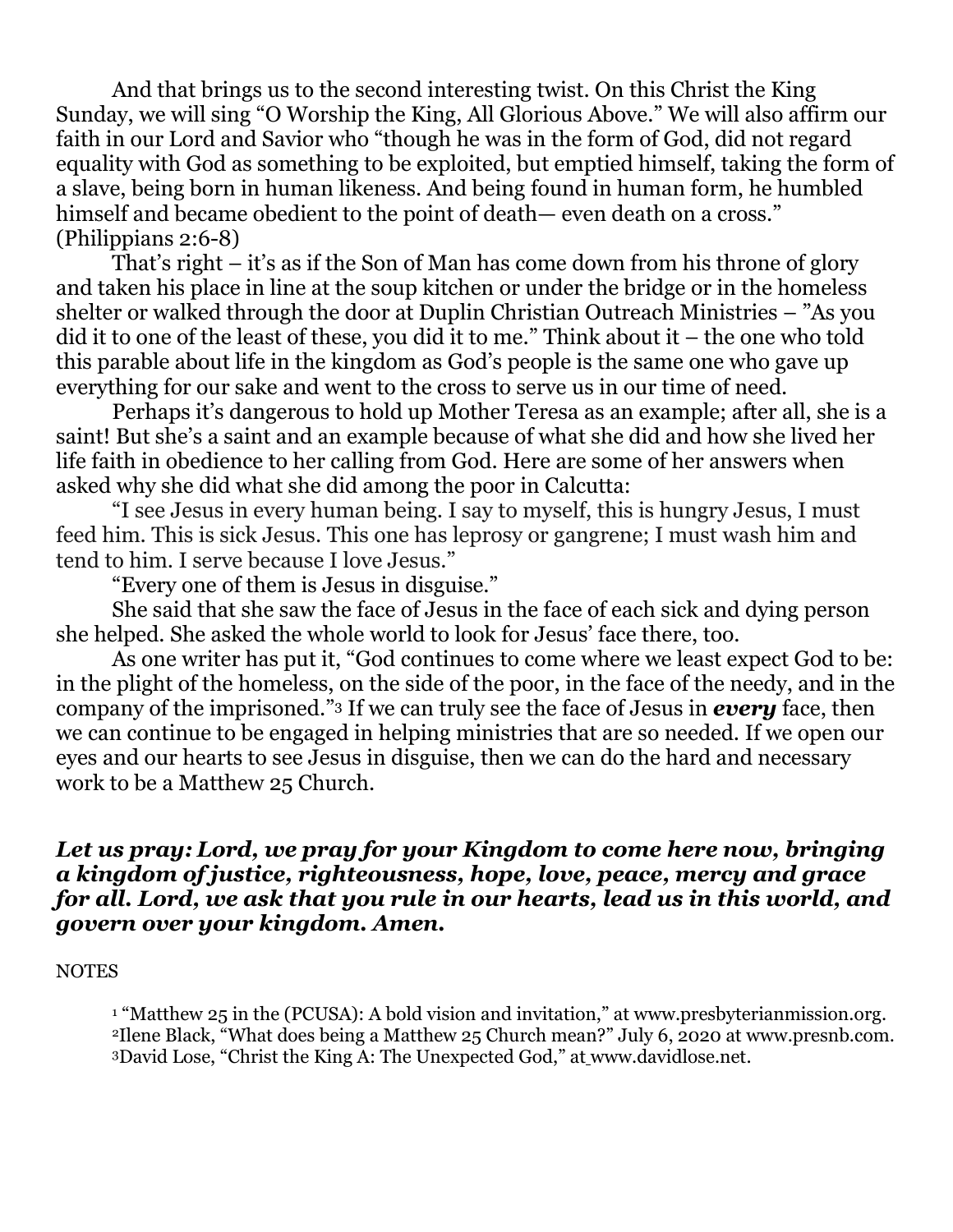And that brings us to the second interesting twist. On this Christ the King Sunday, we will sing "O Worship the King, All Glorious Above." We will also affirm our faith in our Lord and Savior who "though he was in the form of God, did not regard equality with God as something to be exploited, but emptied himself, taking the form of a slave, being born in human likeness. And being found in human form, he humbled himself and became obedient to the point of death— even death on a cross." (Philippians 2:6-8)

That's right – it's as if the Son of Man has come down from his throne of glory and taken his place in line at the soup kitchen or under the bridge or in the homeless shelter or walked through the door at Duplin Christian Outreach Ministries – "As you did it to one of the least of these, you did it to me." Think about it – the one who told this parable about life in the kingdom as God's people is the same one who gave up everything for our sake and went to the cross to serve us in our time of need.

Perhaps it's dangerous to hold up Mother Teresa as an example; after all, she is a saint! But she's a saint and an example because of what she did and how she lived her life faith in obedience to her calling from God. Here are some of her answers when asked why she did what she did among the poor in Calcutta:

"I see Jesus in every human being. I say to myself, this is hungry Jesus, I must feed him. This is sick Jesus. This one has leprosy or gangrene; I must wash him and tend to him. I serve because I love Jesus."

"Every one of them is Jesus in disguise."

She said that she saw the face of Jesus in the face of each sick and dying person she helped. She asked the whole world to look for Jesus' face there, too.

As one writer has put it, "God continues to come where we least expect God to be: in the plight of the homeless, on the side of the poor, in the face of the needy, and in the company of the imprisoned."[3] If we can truly see the face of Jesus in ***every*** face, then we can continue to be engaged in helping ministries that are so needed. If we open our eyes and our hearts to see Jesus in disguise, then we can do the hard and necessary work to be a Matthew 25 Church.

***Let us pray: Lord, we pray for your Kingdom to come here now, bringing a kingdom of justice, righteousness, hope, love, peace, mercy and grace for all. Lord, we ask that you rule in our hearts, lead us in this world, and govern over your kingdom. Amen.***

NOTES

[1] "Matthew 25 in the (PCUSA): A bold vision and invitation," at www.presbyterianmission.org.
[2] Ilene Black, "What does being a Matthew 25 Church mean?" July 6, 2020 at www.presnb.com.
[3] David Lose, "Christ the King A: The Unexpected God," at www.davidlose.net.